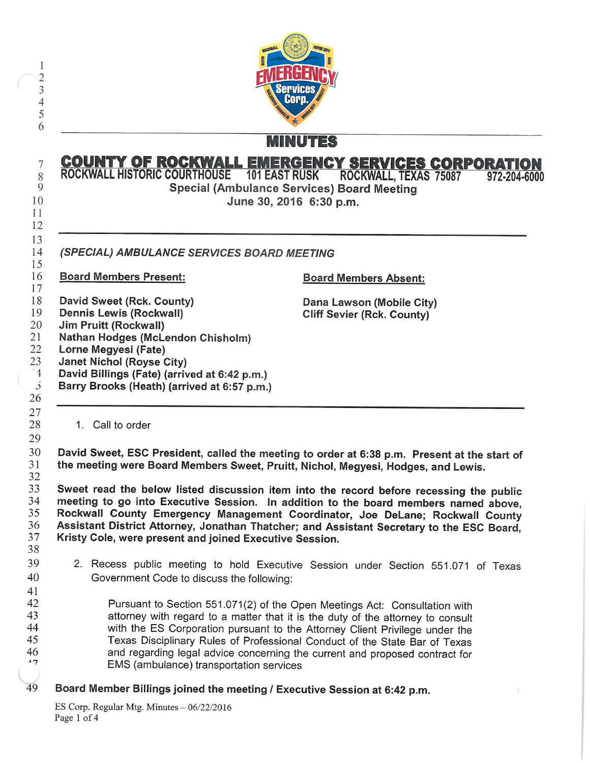# MINUTES

## COUNTY OF ROCKWALL EMERGENCY SERVICES CORPORATION

ROCKWALL HISTORIC COURTHOUSE 101 EAST RUSK ROCKWALL, TEXAS 75087 972-204-6000

**Special (Ambulance Services) Board Meeting**
**June 30, 2016 6:30 p.m.**

---

***(SPECIAL) AMBULANCE SERVICES BOARD MEETING***

**Board Members Present:**

**David Sweet (Rck. County)**
**Dennis Lewis (Rockwall)**
**Jim Pruitt (Rockwall)**
**Nathan Hodges (McLendon Chisholm)**
**Lorne Megyesi (Fate)**
**Janet Nichol (Royse City)**
**David Billings (Fate) (arrived at 6:42 p.m.)**
**Barry Brooks (Heath) (arrived at 6:57 p.m.)**

**Board Members Absent:**

**Dana Lawson (Mobile City)**
**Cliff Sevier (Rck. County)**

---

1. Call to order

**David Sweet, ESC President, called the meeting to order at 6:38 p.m. Present at the start of the meeting were Board Members Sweet, Pruitt, Nichol, Megyesi, Hodges, and Lewis.**

**Sweet read the below listed discussion item into the record before recessing the public meeting to go into Executive Session. In addition to the board members named above, Rockwall County Emergency Management Coordinator, Joe DeLane; Rockwall County Assistant District Attorney, Jonathan Thatcher; and Assistant Secretary to the ESC Board, Kristy Cole, were present and joined Executive Session.**

2. Recess public meeting to hold Executive Session under Section 551.071 of Texas Government Code to discuss the following:

   Pursuant to Section 551.071(2) of the Open Meetings Act: Consultation with attorney with regard to a matter that it is the duty of the attorney to consult with the ES Corporation pursuant to the Attorney Client Privilege under the Texas Disciplinary Rules of Professional Conduct of the State Bar of Texas and regarding legal advice concerning the current and proposed contract for EMS (ambulance) transportation services

**Board Member Billings joined the meeting / Executive Session at 6:42 p.m.**

ES Corp. Regular Mtg. Minutes – 06/22/2016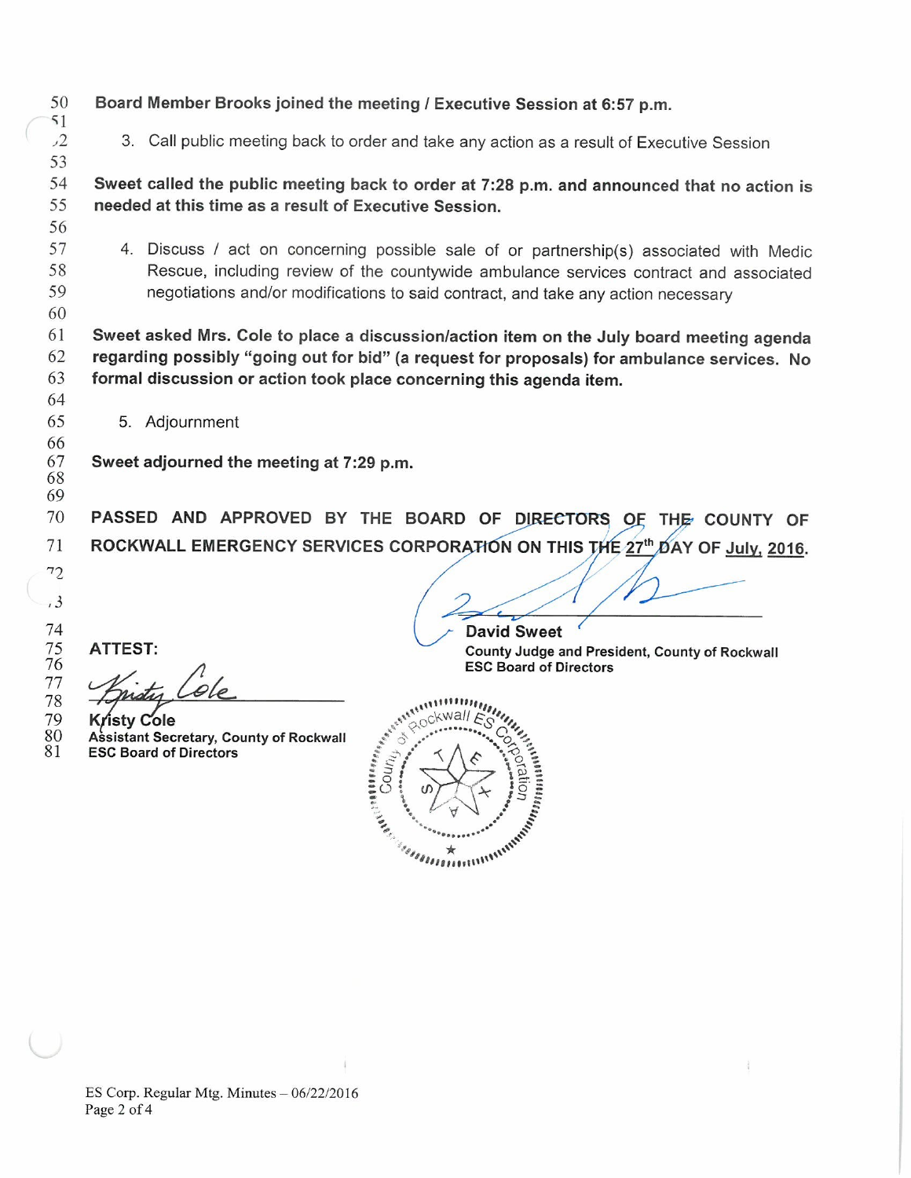**Board Member Brooks joined the meeting / Executive Session at 6:57 p.m.**

3. Call public meeting back to order and take any action as a result of Executive Session

**Sweet called the public meeting back to order at 7:28 p.m. and announced that no action is needed at this time as a result of Executive Session.**

4. Discuss / act on concerning possible sale of or partnership(s) associated with Medic Rescue, including review of the countywide ambulance services contract and associated negotiations and/or modifications to said contract, and take any action necessary

**Sweet asked Mrs. Cole to place a discussion/action item on the July board meeting agenda regarding possibly "going out for bid" (a request for proposals) for ambulance services. No formal discussion or action took place concerning this agenda item.**

5. Adjournment

**Sweet adjourned the meeting at 7:29 p.m.**

**PASSED AND APPROVED BY THE BOARD OF DIRECTORS OF THE COUNTY OF ROCKWALL EMERGENCY SERVICES CORPORATION ON THIS THE 27th DAY OF July, 2016.**

**David Sweet**
**County Judge and President, County of Rockwall ESC Board of Directors**

**ATTEST:**

**Kristy Cole**
**Assistant Secretary, County of Rockwall ESC Board of Directors**

County of Rockwall ES Corporation

ES Corp. Regular Mtg. Minutes – 06/22/2016